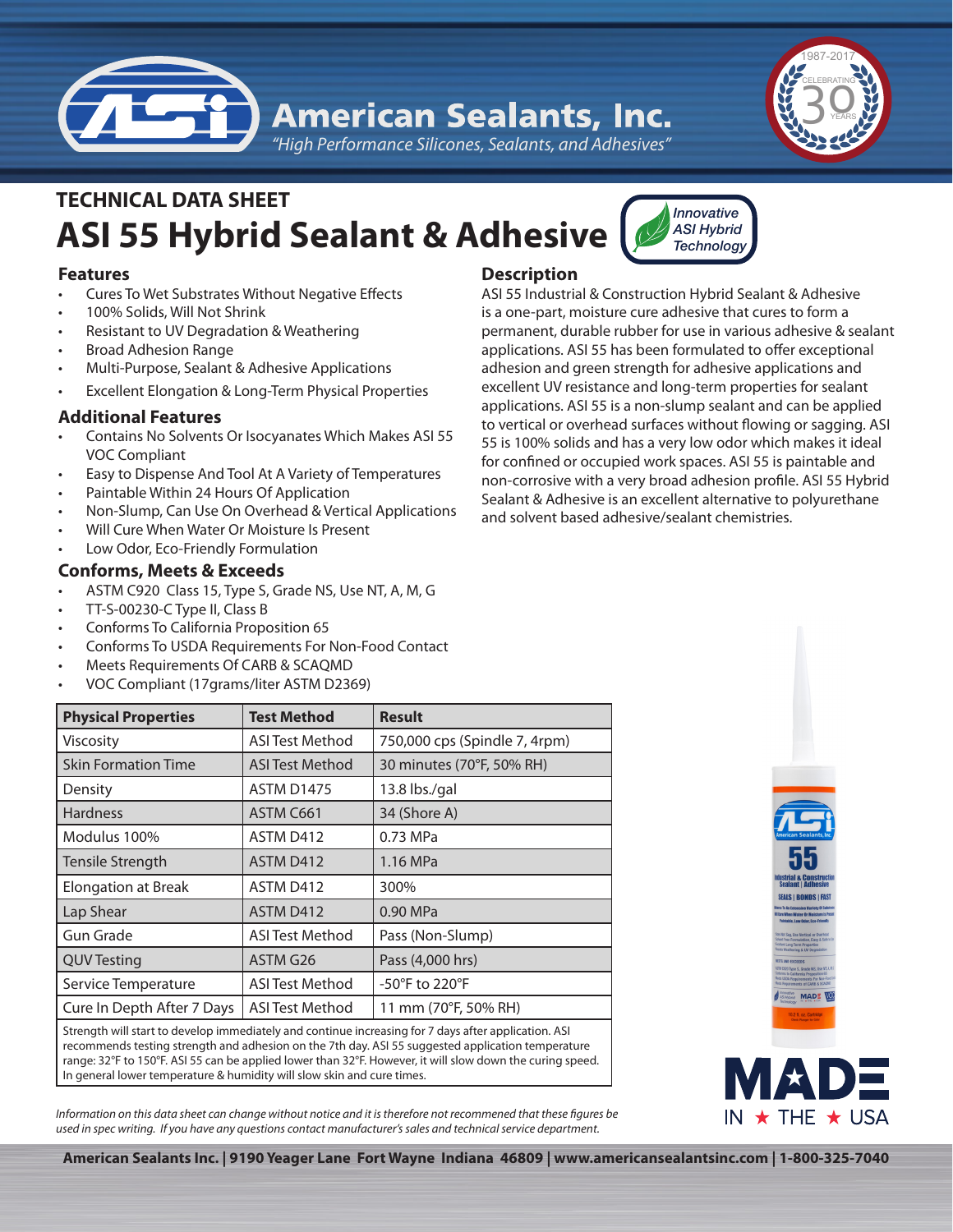American Sealants, Inc.

*"High Performance Silicones, Sealants, and Adhesives"*

## TECHNICAL DATA SHEET

# ASI 55 Hybrid Sealant & Adhesive

*Innovative ASI Hybrid Technology*

### Features

- Cures To Wet Substrates Without Negative Effects
- 100% Solids, Will Not Shrink
- Resistant to UV Degradation & Weathering
- Broad Adhesion Range
- Multi-Purpose, Sealant & Adhesive Applications
- Excellent Elongation & Long-Term Physical Properties

### Additional Features

- Contains No Solvents Or Isocyanates Which Makes ASI 55 VOC Compliant
- Easy to Dispense And Tool At A Variety of Temperatures
- Paintable Within 24 Hours Of Application
- Non-Slump, Can Use On Overhead & Vertical Applications
- Will Cure When Water Or Moisture Is Present
- Low Odor, Eco-Friendly Formulation

### Conforms, Meets & Exceeds

- ASTM C920 Class 15, Type S, Grade NS, Use NT, A, M, G
- TT-S-00230-C Type II, Class B
- Conforms To California Proposition 65
- Conforms To USDA Requirements For Non-Food Contact
- Meets Requirements Of CARB & SCAQMD
- VOC Compliant (17grams/liter ASTM D2369)

### Description

ASI 55 Industrial & Construction Hybrid Sealant & Adhesive is a one-part, moisture cure adhesive that cures to form a permanent, durable rubber for use in various adhesive & sealant applications. ASI 55 has been formulated to offer exceptional adhesion and green strength for adhesive applications and excellent UV resistance and long-term properties for sealant applications. ASI 55 is a non-slump sealant and can be applied to vertical or overhead surfaces without flowing or sagging. ASI 55 is 100% solids and has a very low odor which makes it ideal for confined or occupied work spaces. ASI 55 is paintable and non-corrosive with a very broad adhesion profile. ASI 55 Hybrid Sealant & Adhesive is an excellent alternative to polyurethane and solvent based adhesive/sealant chemistries.

| Physical Properties | Test Method | Result |
|---|---|---|
| Viscosity | ASI Test Method | 750,000 cps (Spindle 7, 4rpm) |
| Skin Formation Time | ASI Test Method | 30 minutes (70°F, 50% RH) |
| Density | ASTM D1475 | 13.8 lbs./gal |
| Hardness | ASTM C661 | 34 (Shore A) |
| Modulus 100% | ASTM D412 | 0.73 MPa |
| Tensile Strength | ASTM D412 | 1.16 MPa |
| Elongation at Break | ASTM D412 | 300% |
| Lap Shear | ASTM D412 | 0.90 MPa |
| Gun Grade | ASI Test Method | Pass (Non-Slump) |
| QUV Testing | ASTM G26 | Pass (4,000 hrs) |
| Service Temperature | ASI Test Method | -50°F to 220°F |
| Cure In Depth After 7 Days | ASI Test Method | 11 mm (70°F, 50% RH) |

Strength will start to develop immediately and continue increasing for 7 days after application. ASI recommends testing strength and adhesion on the 7th day. ASI 55 suggested application temperature range: 32°F to 150°F. ASI 55 can be applied lower than 32°F. However, it will slow down the curing speed. In general lower temperature & humidity will slow skin and cure times.

*Information on this data sheet can change without notice and it is therefore not recommened that these figures be used in spec writing. If you have any questions contact manufacturer's sales and technical service department.*

MADE IN ★ THE ★ USA

**American Sealants Inc. | 9190 Yeager Lane Fort Wayne Indiana 46809 | www.americansealantsinc.com | 1-800-325-7040**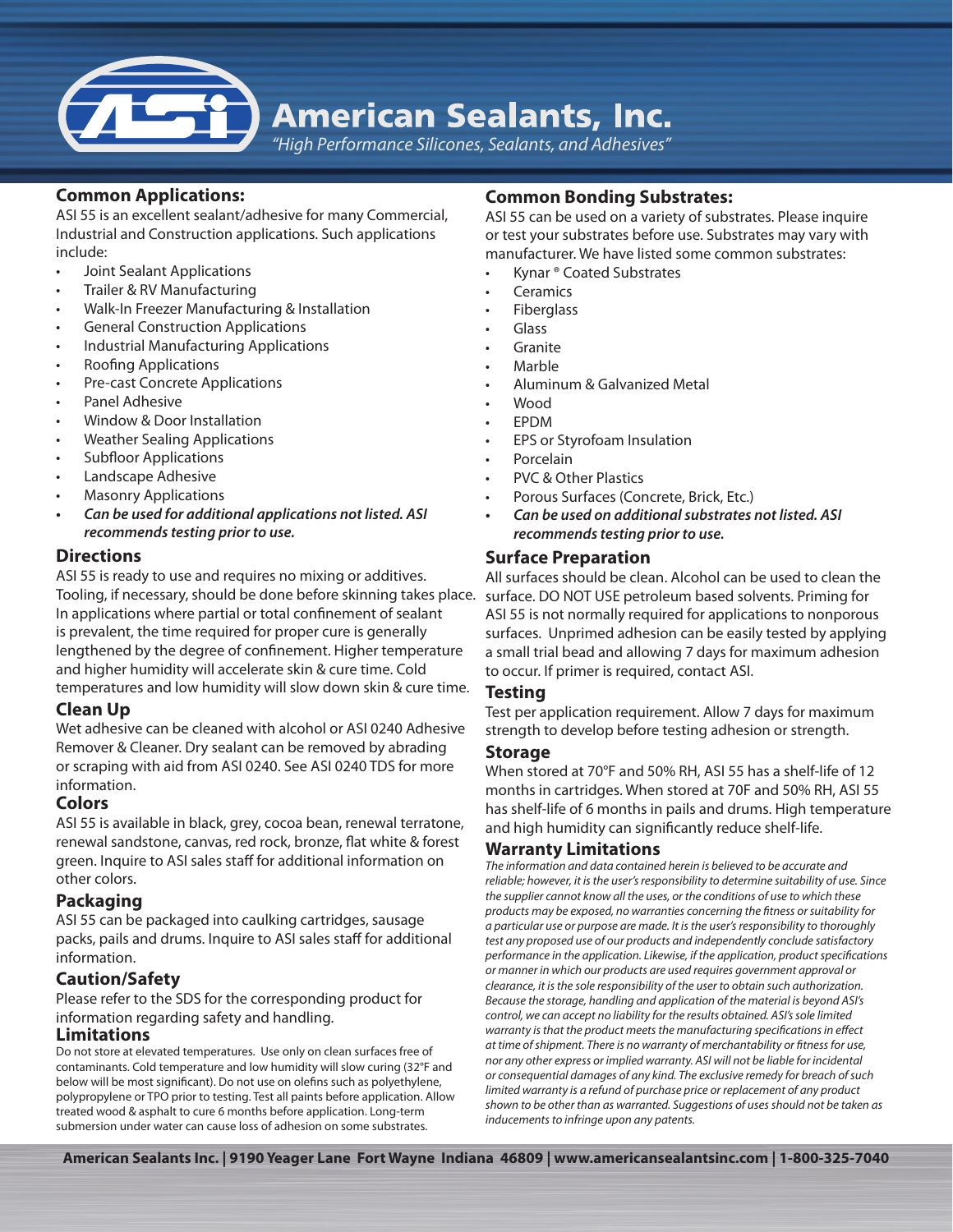# American Sealants, Inc.

*"High Performance Silicones, Sealants, and Adhesives"*

## Common Applications:

ASI 55 is an excellent sealant/adhesive for many Commercial, Industrial and Construction applications. Such applications include:

- Joint Sealant Applications
- Trailer & RV Manufacturing
- Walk-In Freezer Manufacturing & Installation
- General Construction Applications
- Industrial Manufacturing Applications
- Roofing Applications
- Pre-cast Concrete Applications
- Panel Adhesive
- Window & Door Installation
- Weather Sealing Applications
- Subfloor Applications
- Landscape Adhesive
- Masonry Applications
- ***Can be used for additional applications not listed. ASI recommends testing prior to use.***

## Directions

ASI 55 is ready to use and requires no mixing or additives. Tooling, if necessary, should be done before skinning takes place. In applications where partial or total confinement of sealant is prevalent, the time required for proper cure is generally lengthened by the degree of confinement. Higher temperature and higher humidity will accelerate skin & cure time. Cold temperatures and low humidity will slow down skin & cure time.

## Clean Up

Wet adhesive can be cleaned with alcohol or ASI 0240 Adhesive Remover & Cleaner. Dry sealant can be removed by abrading or scraping with aid from ASI 0240. See ASI 0240 TDS for more information.

## Colors

ASI 55 is available in black, grey, cocoa bean, renewal terratone, renewal sandstone, canvas, red rock, bronze, flat white & forest green. Inquire to ASI sales staff for additional information on other colors.

## Packaging

ASI 55 can be packaged into caulking cartridges, sausage packs, pails and drums. Inquire to ASI sales staff for additional information.

## Caution/Safety

Please refer to the SDS for the corresponding product for information regarding safety and handling.

## Limitations

Do not store at elevated temperatures. Use only on clean surfaces free of contaminants. Cold temperature and low humidity will slow curing (32°F and below will be most significant). Do not use on olefins such as polyethylene, polypropylene or TPO prior to testing. Test all paints before application. Allow treated wood & asphalt to cure 6 months before application. Long-term submersion under water can cause loss of adhesion on some substrates.

## Common Bonding Substrates:

ASI 55 can be used on a variety of substrates. Please inquire or test your substrates before use. Substrates may vary with manufacturer. We have listed some common substrates:

- Kynar ® Coated Substrates
- Ceramics
- Fiberglass
- Glass
- Granite
- Marble
- Aluminum & Galvanized Metal
- Wood
- EPDM
- EPS or Styrofoam Insulation
- Porcelain
- PVC & Other Plastics
- Porous Surfaces (Concrete, Brick, Etc.)
- ***Can be used on additional substrates not listed. ASI recommends testing prior to use.***

## Surface Preparation

All surfaces should be clean. Alcohol can be used to clean the surface. DO NOT USE petroleum based solvents. Priming for ASI 55 is not normally required for applications to nonporous surfaces. Unprimed adhesion can be easily tested by applying a small trial bead and allowing 7 days for maximum adhesion to occur. If primer is required, contact ASI.

## Testing

Test per application requirement. Allow 7 days for maximum strength to develop before testing adhesion or strength.

## Storage

When stored at 70°F and 50% RH, ASI 55 has a shelf-life of 12 months in cartridges. When stored at 70F and 50% RH, ASI 55 has shelf-life of 6 months in pails and drums. High temperature and high humidity can significantly reduce shelf-life.

## Warranty Limitations

*The information and data contained herein is believed to be accurate and reliable; however, it is the user's responsibility to determine suitability of use. Since the supplier cannot know all the uses, or the conditions of use to which these products may be exposed, no warranties concerning the fitness or suitability for a particular use or purpose are made. It is the user's responsibility to thoroughly test any proposed use of our products and independently conclude satisfactory performance in the application. Likewise, if the application, product specifications or manner in which our products are used requires government approval or clearance, it is the sole responsibility of the user to obtain such authorization. Because the storage, handling and application of the material is beyond ASI's control, we can accept no liability for the results obtained. ASI's sole limited warranty is that the product meets the manufacturing specifications in effect at time of shipment. There is no warranty of merchantability or fitness for use, nor any other express or implied warranty. ASI will not be liable for incidental or consequential damages of any kind. The exclusive remedy for breach of such limited warranty is a refund of purchase price or replacement of any product shown to be other than as warranted. Suggestions of uses should not be taken as inducements to infringe upon any patents.*

**American Sealants Inc. | 9190 Yeager Lane Fort Wayne Indiana 46809 | www.americansealantsinc.com | 1-800-325-7040**